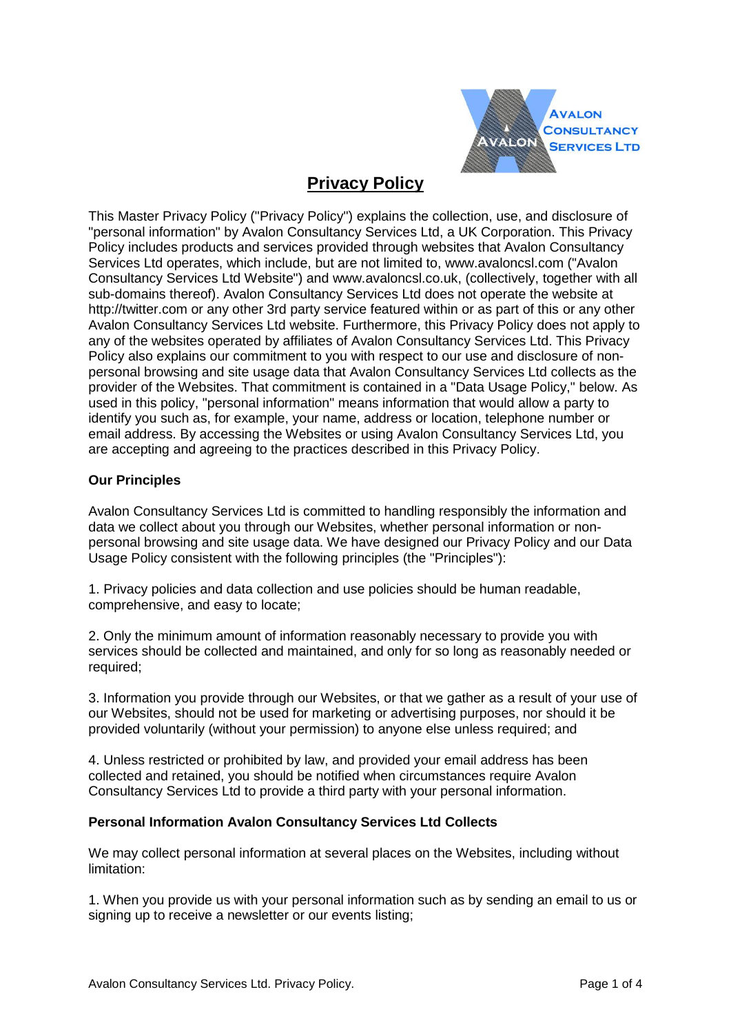# Privacy Policy

This Master Privacy Policy ("Privacy Policy") explains the collection, use, and disclosure of "personal information" by Avalon Consultancy Services Ltd, a UK Corporation. This Privacy Policy includes products and services provided through websites that Avalon Consultancy Services Ltd operates, which include, but are not limited to, www.avaloncsl.com ("Avalon Consultancy Services Ltd Website") and www.avaloncsl.co.uk, (collectively, together with all sub-domains thereof). Avalon Consultancy Services Ltd does not operate the website at http://twitter.com or any other 3rd party service featured within or as part of this or any other Avalon Consultancy Services Ltd website. Furthermore, this Privacy Policy does not apply to any of the websites operated by affiliates of Avalon Consultancy Services Ltd. This Privacy Policy also explains our commitment to you with respect to our use and disclosure of non-personal browsing and site usage data that Avalon Consultancy Services Ltd collects as the provider of the Websites. That commitment is contained in a "Data Usage Policy," below. As used in this policy, "personal information" means information that would allow a party to identify you such as, for example, your name, address or location, telephone number or email address. By accessing the Websites or using Avalon Consultancy Services Ltd, you are accepting and agreeing to the practices described in this Privacy Policy.

**Our Principles**

Avalon Consultancy Services Ltd is committed to handling responsibly the information and data we collect about you through our Websites, whether personal information or non-personal browsing and site usage data. We have designed our Privacy Policy and our Data Usage Policy consistent with the following principles (the "Principles"):

1. Privacy policies and data collection and use policies should be human readable, comprehensive, and easy to locate;

2. Only the minimum amount of information reasonably necessary to provide you with services should be collected and maintained, and only for so long as reasonably needed or required;

3. Information you provide through our Websites, or that we gather as a result of your use of our Websites, should not be used for marketing or advertising purposes, nor should it be provided voluntarily (without your permission) to anyone else unless required; and

4. Unless restricted or prohibited by law, and provided your email address has been collected and retained, you should be notified when circumstances require Avalon Consultancy Services Ltd to provide a third party with your personal information.

**Personal Information Avalon Consultancy Services Ltd Collects**

We may collect personal information at several places on the Websites, including without limitation:

1. When you provide us with your personal information such as by sending an email to us or signing up to receive a newsletter or our events listing;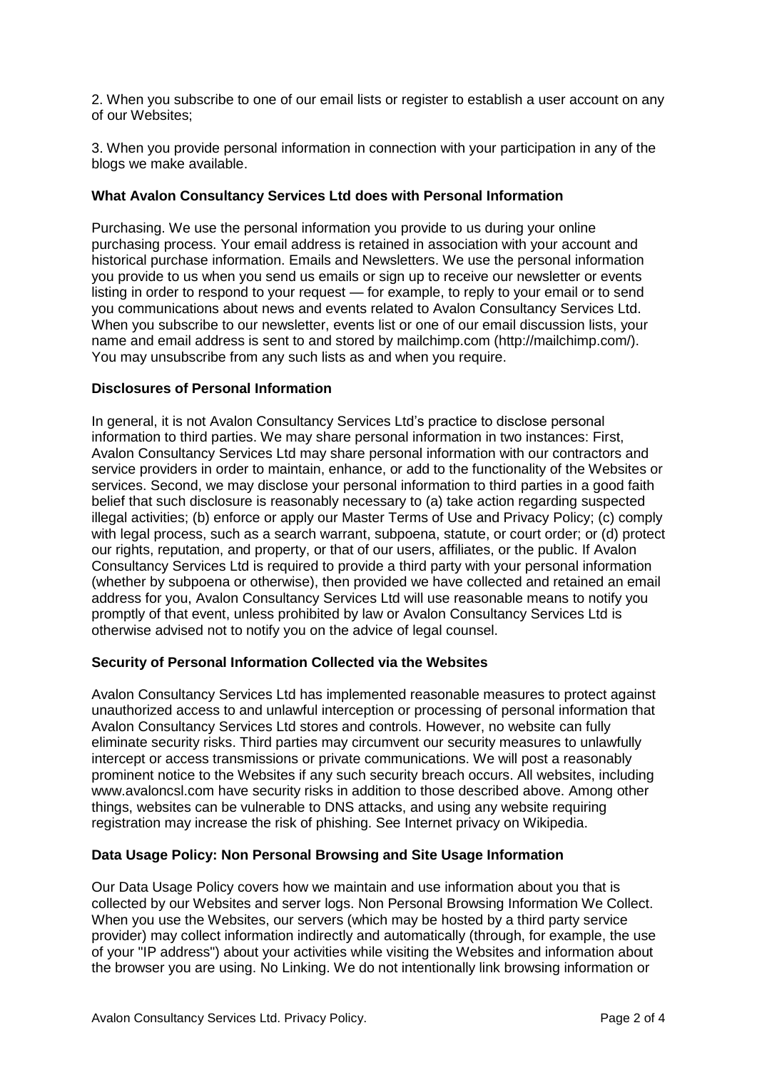2. When you subscribe to one of our email lists or register to establish a user account on any of our Websites;

3. When you provide personal information in connection with your participation in any of the blogs we make available.

**What Avalon Consultancy Services Ltd does with Personal Information**

Purchasing. We use the personal information you provide to us during your online purchasing process. Your email address is retained in association with your account and historical purchase information. Emails and Newsletters. We use the personal information you provide to us when you send us emails or sign up to receive our newsletter or events listing in order to respond to your request — for example, to reply to your email or to send you communications about news and events related to Avalon Consultancy Services Ltd. When you subscribe to our newsletter, events list or one of our email discussion lists, your name and email address is sent to and stored by mailchimp.com (http://mailchimp.com/). You may unsubscribe from any such lists as and when you require.

**Disclosures of Personal Information**

In general, it is not Avalon Consultancy Services Ltd's practice to disclose personal information to third parties. We may share personal information in two instances: First, Avalon Consultancy Services Ltd may share personal information with our contractors and service providers in order to maintain, enhance, or add to the functionality of the Websites or services. Second, we may disclose your personal information to third parties in a good faith belief that such disclosure is reasonably necessary to (a) take action regarding suspected illegal activities; (b) enforce or apply our Master Terms of Use and Privacy Policy; (c) comply with legal process, such as a search warrant, subpoena, statute, or court order; or (d) protect our rights, reputation, and property, or that of our users, affiliates, or the public. If Avalon Consultancy Services Ltd is required to provide a third party with your personal information (whether by subpoena or otherwise), then provided we have collected and retained an email address for you, Avalon Consultancy Services Ltd will use reasonable means to notify you promptly of that event, unless prohibited by law or Avalon Consultancy Services Ltd is otherwise advised not to notify you on the advice of legal counsel.

**Security of Personal Information Collected via the Websites**

Avalon Consultancy Services Ltd has implemented reasonable measures to protect against unauthorized access to and unlawful interception or processing of personal information that Avalon Consultancy Services Ltd stores and controls. However, no website can fully eliminate security risks. Third parties may circumvent our security measures to unlawfully intercept or access transmissions or private communications. We will post a reasonably prominent notice to the Websites if any such security breach occurs. All websites, including www.avaloncsl.com have security risks in addition to those described above. Among other things, websites can be vulnerable to DNS attacks, and using any website requiring registration may increase the risk of phishing. See Internet privacy on Wikipedia.

**Data Usage Policy: Non Personal Browsing and Site Usage Information**

Our Data Usage Policy covers how we maintain and use information about you that is collected by our Websites and server logs. Non Personal Browsing Information We Collect. When you use the Websites, our servers (which may be hosted by a third party service provider) may collect information indirectly and automatically (through, for example, the use of your "IP address") about your activities while visiting the Websites and information about the browser you are using. No Linking. We do not intentionally link browsing information or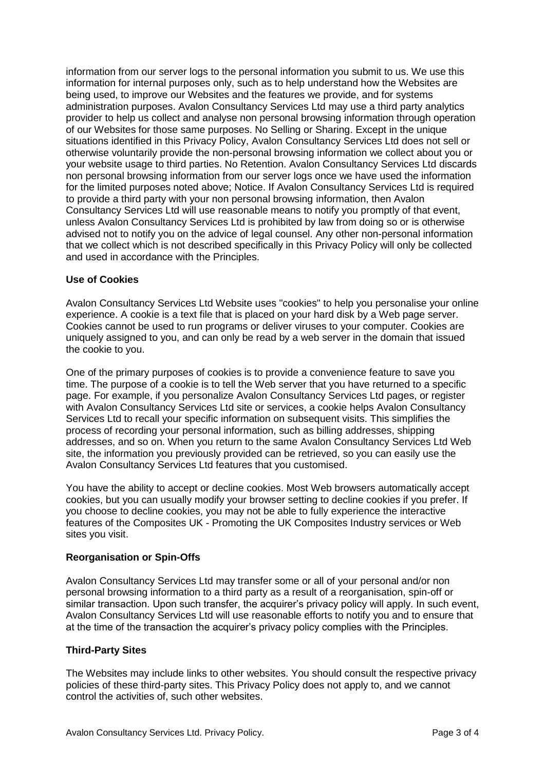information from our server logs to the personal information you submit to us. We use this information for internal purposes only, such as to help understand how the Websites are being used, to improve our Websites and the features we provide, and for systems administration purposes. Avalon Consultancy Services Ltd may use a third party analytics provider to help us collect and analyse non personal browsing information through operation of our Websites for those same purposes. No Selling or Sharing. Except in the unique situations identified in this Privacy Policy, Avalon Consultancy Services Ltd does not sell or otherwise voluntarily provide the non-personal browsing information we collect about you or your website usage to third parties. No Retention. Avalon Consultancy Services Ltd discards non personal browsing information from our server logs once we have used the information for the limited purposes noted above; Notice. If Avalon Consultancy Services Ltd is required to provide a third party with your non personal browsing information, then Avalon Consultancy Services Ltd will use reasonable means to notify you promptly of that event, unless Avalon Consultancy Services Ltd is prohibited by law from doing so or is otherwise advised not to notify you on the advice of legal counsel. Any other non-personal information that we collect which is not described specifically in this Privacy Policy will only be collected and used in accordance with the Principles.

**Use of Cookies**

Avalon Consultancy Services Ltd Website uses "cookies" to help you personalise your online experience. A cookie is a text file that is placed on your hard disk by a Web page server. Cookies cannot be used to run programs or deliver viruses to your computer. Cookies are uniquely assigned to you, and can only be read by a web server in the domain that issued the cookie to you.

One of the primary purposes of cookies is to provide a convenience feature to save you time. The purpose of a cookie is to tell the Web server that you have returned to a specific page. For example, if you personalize Avalon Consultancy Services Ltd pages, or register with Avalon Consultancy Services Ltd site or services, a cookie helps Avalon Consultancy Services Ltd to recall your specific information on subsequent visits. This simplifies the process of recording your personal information, such as billing addresses, shipping addresses, and so on. When you return to the same Avalon Consultancy Services Ltd Web site, the information you previously provided can be retrieved, so you can easily use the Avalon Consultancy Services Ltd features that you customised.

You have the ability to accept or decline cookies. Most Web browsers automatically accept cookies, but you can usually modify your browser setting to decline cookies if you prefer. If you choose to decline cookies, you may not be able to fully experience the interactive features of the Composites UK - Promoting the UK Composites Industry services or Web sites you visit.

**Reorganisation or Spin-Offs**

Avalon Consultancy Services Ltd may transfer some or all of your personal and/or non personal browsing information to a third party as a result of a reorganisation, spin-off or similar transaction. Upon such transfer, the acquirer's privacy policy will apply. In such event, Avalon Consultancy Services Ltd will use reasonable efforts to notify you and to ensure that at the time of the transaction the acquirer's privacy policy complies with the Principles.

**Third-Party Sites**

The Websites may include links to other websites. You should consult the respective privacy policies of these third-party sites. This Privacy Policy does not apply to, and we cannot control the activities of, such other websites.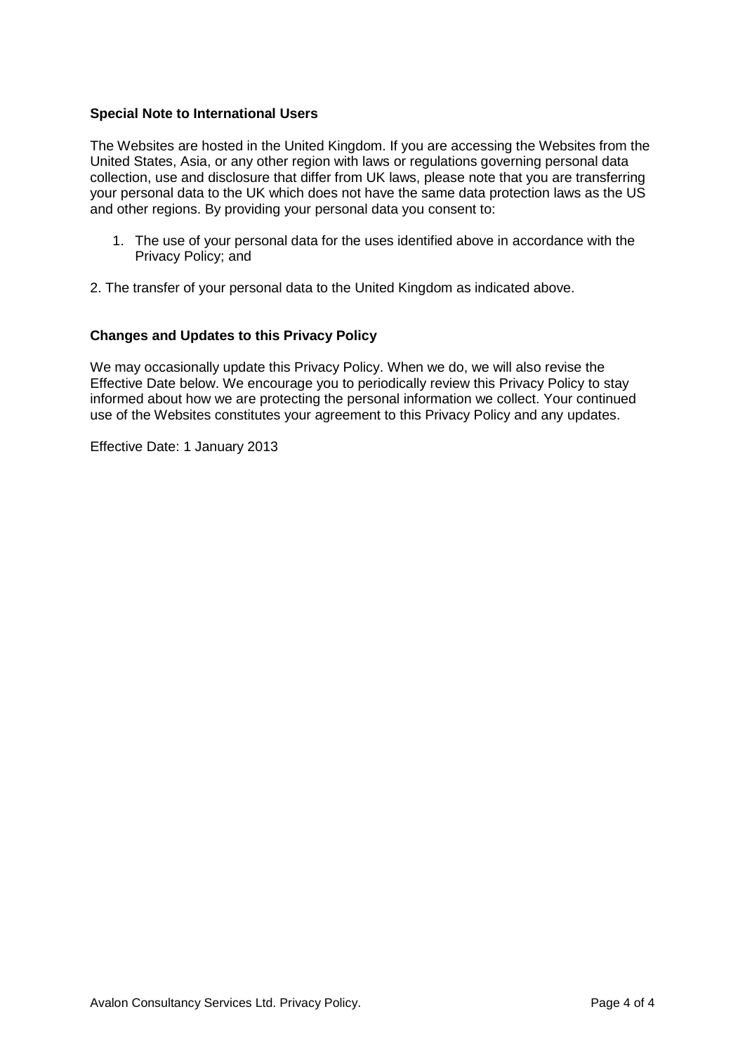**Special Note to International Users**

The Websites are hosted in the United Kingdom. If you are accessing the Websites from the United States, Asia, or any other region with laws or regulations governing personal data collection, use and disclosure that differ from UK laws, please note that you are transferring your personal data to the UK which does not have the same data protection laws as the US and other regions. By providing your personal data you consent to:

1. The use of your personal data for the uses identified above in accordance with the Privacy Policy; and

2. The transfer of your personal data to the United Kingdom as indicated above.

**Changes and Updates to this Privacy Policy**

We may occasionally update this Privacy Policy. When we do, we will also revise the Effective Date below. We encourage you to periodically review this Privacy Policy to stay informed about how we are protecting the personal information we collect. Your continued use of the Websites constitutes your agreement to this Privacy Policy and any updates.

Effective Date: 1 January 2013